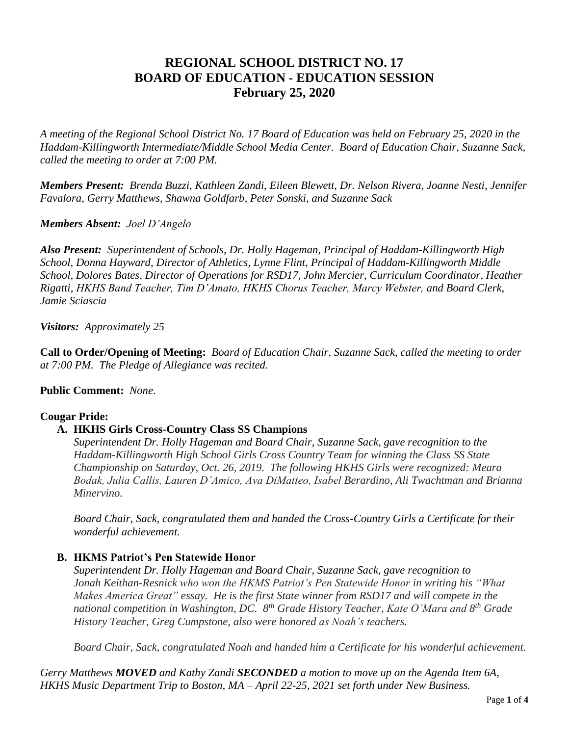# REGIONAL SCHOOL DISTRICT NO. 17
# BOARD OF EDUCATION - EDUCATION SESSION
# February 25, 2020

*A meeting of the Regional School District No. 17 Board of Education was held on February 25, 2020 in the Haddam-Killingworth Intermediate/Middle School Media Center. Board of Education Chair, Suzanne Sack, called the meeting to order at 7:00 PM.*

***Members Present:** Brenda Buzzi, Kathleen Zandi, Eileen Blewett, Dr. Nelson Rivera, Joanne Nesti, Jennifer Favalora, Gerry Matthews, Shawna Goldfarb, Peter Sonski, and Suzanne Sack*

***Members Absent:** Joel D'Angelo*

***Also Present:** Superintendent of Schools, Dr. Holly Hageman, Principal of Haddam-Killingworth High School, Donna Hayward, Director of Athletics, Lynne Flint, Principal of Haddam-Killingworth Middle School, Dolores Bates, Director of Operations for RSD17, John Mercier, Curriculum Coordinator, Heather Rigatti, HKHS Band Teacher, Tim D'Amato, HKHS Chorus Teacher, Marcy Webster, and Board Clerk, Jamie Sciascia*

***Visitors:** Approximately 25*

**Call to Order/Opening of Meeting:** *Board of Education Chair, Suzanne Sack, called the meeting to order at 7:00 PM. The Pledge of Allegiance was recited.*

**Public Comment:** *None.*

**Cougar Pride:**

**A. HKHS Girls Cross-Country Class SS Champions**

*Superintendent Dr. Holly Hageman and Board Chair, Suzanne Sack, gave recognition to the Haddam-Killingworth High School Girls Cross Country Team for winning the Class SS State Championship on Saturday, Oct. 26, 2019. The following HKHS Girls were recognized: Meara Bodak, Julia Callis, Lauren D'Amico, Ava DiMatteo, Isabel Berardino, Ali Twachtman and Brianna Minervino.*

*Board Chair, Sack, congratulated them and handed the Cross-Country Girls a Certificate for their wonderful achievement.*

**B. HKMS Patriot's Pen Statewide Honor**

*Superintendent Dr. Holly Hageman and Board Chair, Suzanne Sack, gave recognition to Jonah Keithan-Resnick who won the HKMS Patriot's Pen Statewide Honor in writing his "What Makes America Great" essay. He is the first State winner from RSD17 and will compete in the national competition in Washington, DC. 8th Grade History Teacher, Kate O'Mara and 8th Grade History Teacher, Greg Cumpstone, also were honored as Noah's teachers.*

*Board Chair, Sack, congratulated Noah and handed him a Certificate for his wonderful achievement.*

*Gerry Matthews **MOVED** and Kathy Zandi **SECONDED** a motion to move up on the Agenda Item 6A, HKHS Music Department Trip to Boston, MA – April 22-25, 2021 set forth under New Business.*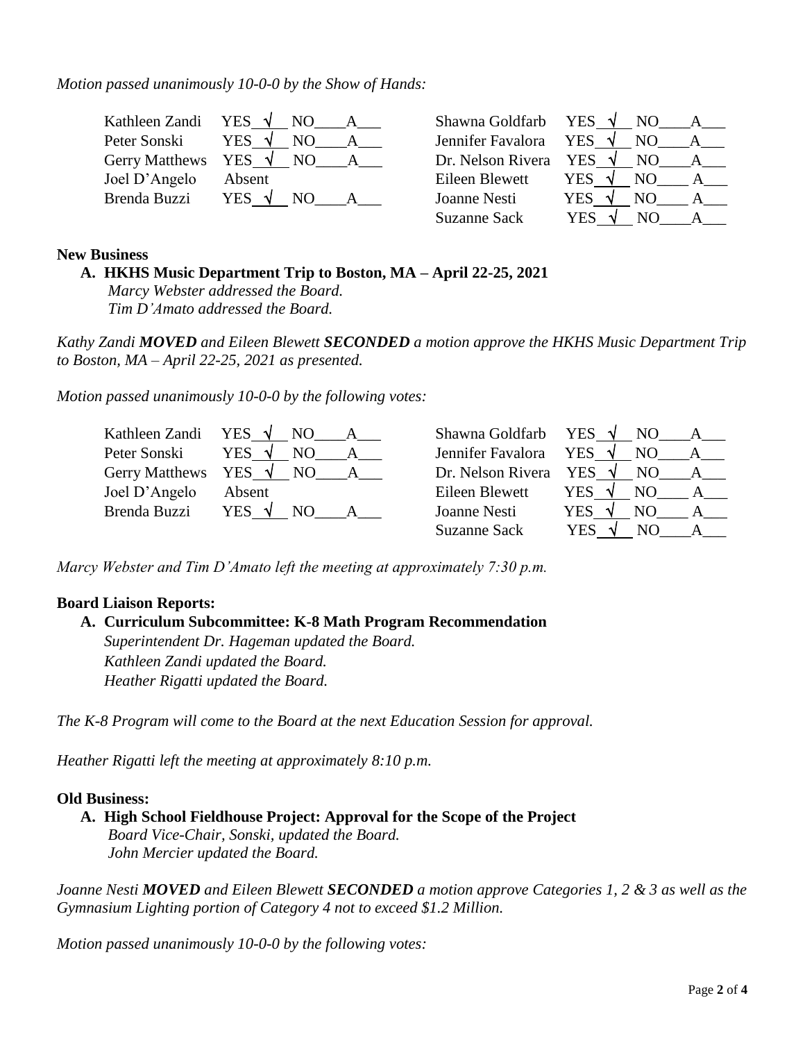*Motion passed unanimously 10-0-0 by the Show of Hands:*

| | | | |
|---|---|---|---|
| Kathleen Zandi | YES √ NO\_\_\_\_A\_\_\_ | Shawna Goldfarb | YES √ NO\_\_\_\_A\_\_\_ |
| Peter Sonski | YES √ NO\_\_\_\_A\_\_\_ | Jennifer Favalora | YES √ NO\_\_\_\_A\_\_\_ |
| Gerry Matthews | YES √ NO\_\_\_\_A\_\_\_ | Dr. Nelson Rivera | YES √ NO\_\_\_\_A\_\_\_ |
| Joel D'Angelo | Absent | Eileen Blewett | YES √ NO\_\_\_\_A\_\_\_ |
| Brenda Buzzi | YES √ NO\_\_\_\_A\_\_\_ | Joanne Nesti | YES √ NO\_\_\_\_A\_\_\_ |
| | | Suzanne Sack | YES √ NO\_\_\_\_A\_\_\_ |

**New Business**

**A. HKHS Music Department Trip to Boston, MA – April 22-25, 2021**
*Marcy Webster addressed the Board.*
*Tim D'Amato addressed the Board.*

*Kathy Zandi **MOVED** and Eileen Blewett **SECONDED** a motion approve the HKHS Music Department Trip to Boston, MA – April 22-25, 2021 as presented.*

*Motion passed unanimously 10-0-0 by the following votes:*

| | | | |
|---|---|---|---|
| Kathleen Zandi | YES √ NO\_\_\_\_A\_\_\_ | Shawna Goldfarb | YES √ NO\_\_\_\_A\_\_\_ |
| Peter Sonski | YES √ NO\_\_\_\_A\_\_\_ | Jennifer Favalora | YES √ NO\_\_\_\_A\_\_\_ |
| Gerry Matthews | YES √ NO\_\_\_\_A\_\_\_ | Dr. Nelson Rivera | YES √ NO\_\_\_\_A\_\_\_ |
| Joel D'Angelo | Absent | Eileen Blewett | YES √ NO\_\_\_\_A\_\_\_ |
| Brenda Buzzi | YES √ NO\_\_\_\_A\_\_\_ | Joanne Nesti | YES √ NO\_\_\_\_A\_\_\_ |
| | | Suzanne Sack | YES √ NO\_\_\_\_A\_\_\_ |

*Marcy Webster and Tim D'Amato left the meeting at approximately 7:30 p.m.*

**Board Liaison Reports:**

**A. Curriculum Subcommittee: K-8 Math Program Recommendation**
*Superintendent Dr. Hageman updated the Board.*
*Kathleen Zandi updated the Board.*
*Heather Rigatti updated the Board.*

*The K-8 Program will come to the Board at the next Education Session for approval.*

*Heather Rigatti left the meeting at approximately 8:10 p.m.*

**Old Business:**

**A. High School Fieldhouse Project: Approval for the Scope of the Project**
*Board Vice-Chair, Sonski, updated the Board.*
*John Mercier updated the Board.*

*Joanne Nesti **MOVED** and Eileen Blewett **SECONDED** a motion approve Categories 1, 2 & 3 as well as the Gymnasium Lighting portion of Category 4 not to exceed $1.2 Million.*

*Motion passed unanimously 10-0-0 by the following votes:*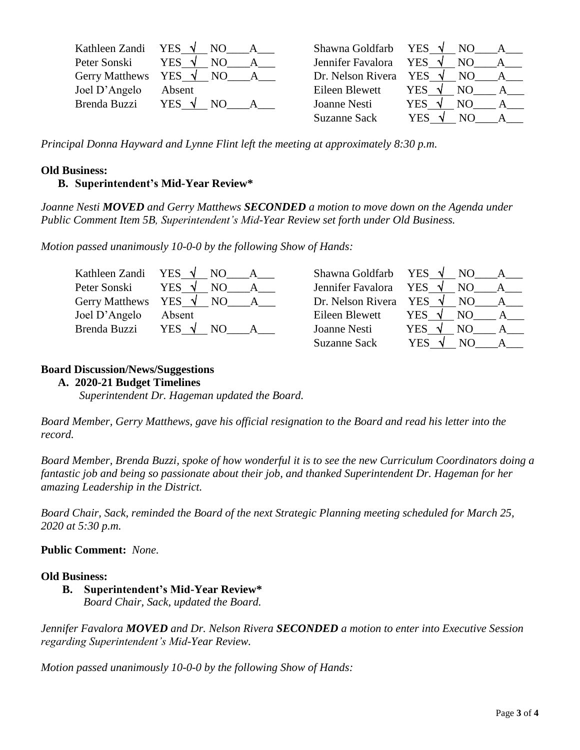| | | | |
|---|---|---|---|
| Kathleen Zandi | YES √ NO\_\_\_\_A\_\_\_ | Shawna Goldfarb | YES √ NO\_\_\_\_A\_\_\_ |
| Peter Sonski | YES √ NO\_\_\_\_A\_\_\_ | Jennifer Favalora | YES √ NO\_\_\_\_A\_\_\_ |
| Gerry Matthews | YES √ NO\_\_\_\_A\_\_\_ | Dr. Nelson Rivera | YES √ NO\_\_\_\_A\_\_\_ |
| Joel D'Angelo | Absent | Eileen Blewett | YES √ NO\_\_\_\_A\_\_\_ |
| Brenda Buzzi | YES √ NO\_\_\_\_A\_\_\_ | Joanne Nesti | YES √ NO\_\_\_\_A\_\_\_ |
| | | Suzanne Sack | YES √ NO\_\_\_\_A\_\_\_ |

*Principal Donna Hayward and Lynne Flint left the meeting at approximately 8:30 p.m.*

**Old Business:**

**B. Superintendent's Mid-Year Review***

*Joanne Nesti **MOVED** and Gerry Matthews **SECONDED** a motion to move down on the Agenda under Public Comment Item 5B, Superintendent's Mid-Year Review set forth under Old Business.*

*Motion passed unanimously 10-0-0 by the following Show of Hands:*

| | | | |
|---|---|---|---|
| Kathleen Zandi | YES √ NO\_\_\_\_A\_\_\_ | Shawna Goldfarb | YES √ NO\_\_\_\_A\_\_\_ |
| Peter Sonski | YES √ NO\_\_\_\_A\_\_\_ | Jennifer Favalora | YES √ NO\_\_\_\_A\_\_\_ |
| Gerry Matthews | YES √ NO\_\_\_\_A\_\_\_ | Dr. Nelson Rivera | YES √ NO\_\_\_\_A\_\_\_ |
| Joel D'Angelo | Absent | Eileen Blewett | YES √ NO\_\_\_\_A\_\_\_ |
| Brenda Buzzi | YES √ NO\_\_\_\_A\_\_\_ | Joanne Nesti | YES √ NO\_\_\_\_A\_\_\_ |
| | | Suzanne Sack | YES √ NO\_\_\_\_A\_\_\_ |

**Board Discussion/News/Suggestions**

**A. 2020-21 Budget Timelines**

*Superintendent Dr. Hageman updated the Board.*

*Board Member, Gerry Matthews, gave his official resignation to the Board and read his letter into the record.*

*Board Member, Brenda Buzzi, spoke of how wonderful it is to see the new Curriculum Coordinators doing a fantastic job and being so passionate about their job, and thanked Superintendent Dr. Hageman for her amazing Leadership in the District.*

*Board Chair, Sack, reminded the Board of the next Strategic Planning meeting scheduled for March 25, 2020 at 5:30 p.m.*

**Public Comment:** *None.*

**Old Business:**

**B. Superintendent's Mid-Year Review***

*Board Chair, Sack, updated the Board.*

*Jennifer Favalora **MOVED** and Dr. Nelson Rivera **SECONDED** a motion to enter into Executive Session regarding Superintendent's Mid-Year Review.*

*Motion passed unanimously 10-0-0 by the following Show of Hands:*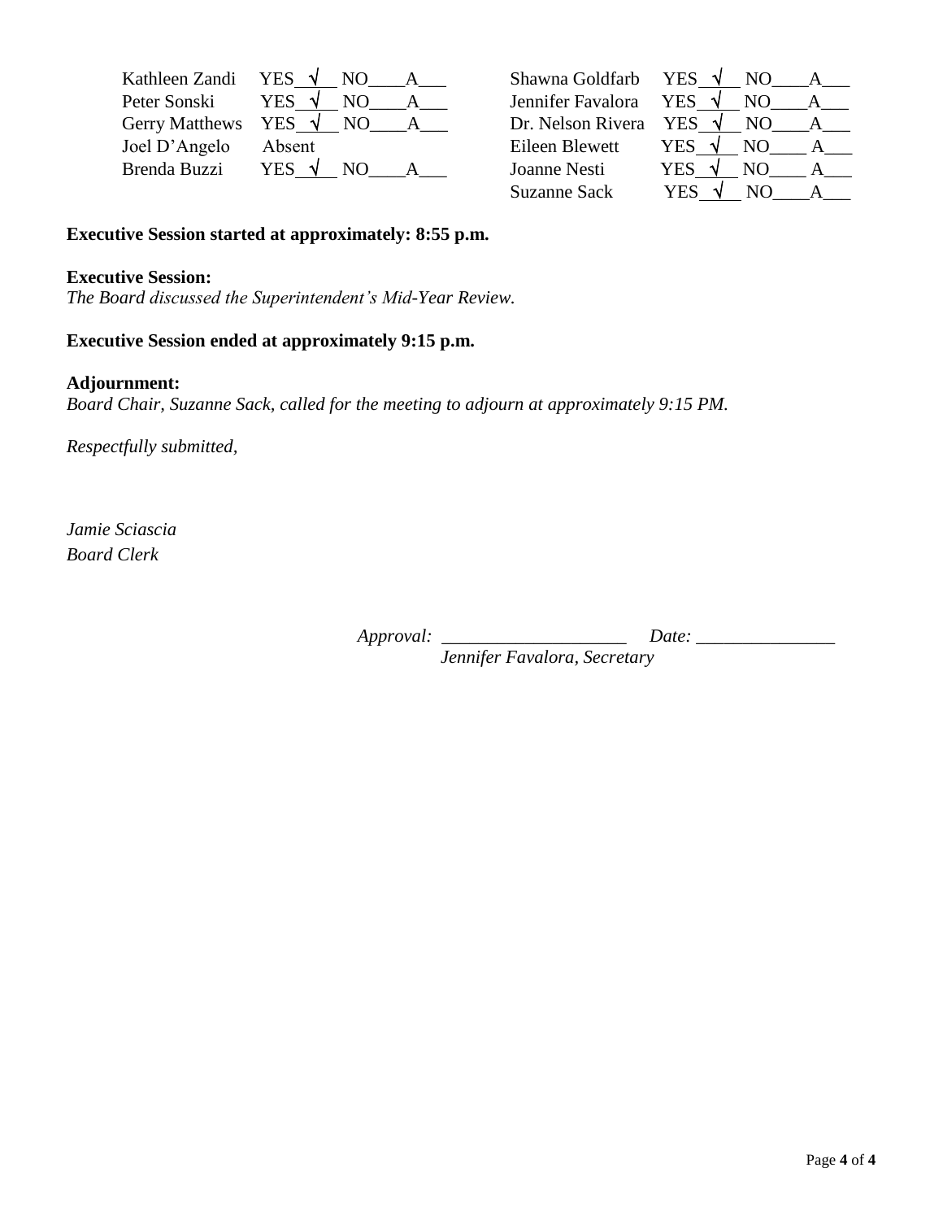| | | | |
|---|---|---|---|
| Kathleen Zandi | YES √ NO___ A___ | Shawna Goldfarb | YES √ NO___ A___ |
| Peter Sonski | YES √ NO___ A___ | Jennifer Favalora | YES √ NO___ A___ |
| Gerry Matthews | YES √ NO___ A___ | Dr. Nelson Rivera | YES √ NO___ A___ |
| Joel D'Angelo | Absent | Eileen Blewett | YES √ NO___ A___ |
| Brenda Buzzi | YES √ NO___ A___ | Joanne Nesti | YES √ NO___ A___ |
| | | Suzanne Sack | YES √ NO___ A___ |

**Executive Session started at approximately: 8:55 p.m.**

**Executive Session:**
*The Board discussed the Superintendent's Mid-Year Review.*

**Executive Session ended at approximately 9:15 p.m.**

**Adjournment:**
*Board Chair, Suzanne Sack, called for the meeting to adjourn at approximately 9:15 PM.*

*Respectfully submitted,*

*Jamie Sciascia*
*Board Clerk*

*Approval:* ____________________ *Date:* _______________
*Jennifer Favalora, Secretary*